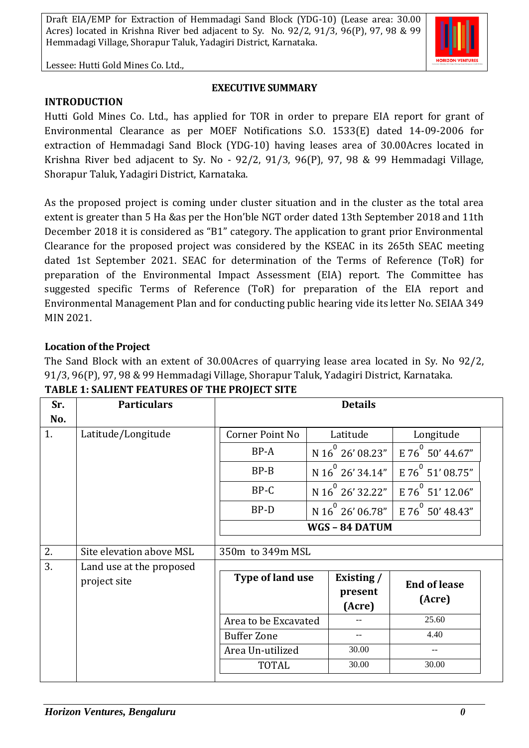## EXECUTIVE SUMMARY

### INTRODUCTION

Hutti Gold Mines Co. Ltd., has applied for TOR in order to prepare EIA report for grant of Environmental Clearance as per MOEF Notifications S.O. 1533(E) dated 14-09-2006 for extraction of Hemmadagi Sand Block (YDG-10) having leases area of 30.00Acres located in Krishna River bed adjacent to Sy. No - 92/2, 91/3, 96(P), 97, 98 & 99 Hemmadagi Village, Shorapur Taluk, Yadagiri District, Karnataka.

As the proposed project is coming under cluster situation and in the cluster as the total area extent is greater than 5 Ha &as per the Hon'ble NGT order dated 13th September 2018 and 11th December 2018 it is considered as "B1" category. The application to grant prior Environmental Clearance for the proposed project was considered by the KSEAC in its 265th SEAC meeting dated 1st September 2021. SEAC for determination of the Terms of Reference (ToR) for preparation of the Environmental Impact Assessment (EIA) report. The Committee has suggested specific Terms of Reference (ToR) for preparation of the EIA report and Environmental Management Plan and for conducting public hearing vide its letter No. SEIAA 349 MIN 2021.

### Location of the Project

The Sand Block with an extent of 30.00Acres of quarrying lease area located in Sy. No 92/2, 91/3, 96(P), 97, 98 & 99 Hemmadagi Village, Shorapur Taluk, Yadagiri District, Karnataka.

**TABLE 1: SALIENT FEATURES OF THE PROJECT SITE**

| Sr. No. | Particulars | Details | | |
|---|---|---|---|---|
| 1. | Latitude/Longitude | Corner Point No | Latitude | Longitude |
| | | BP-A | N 16° 26' 08.23" | E 76° 50' 44.67" |
| | | BP-B | N 16° 26' 34.14" | E 76° 51' 08.75" |
| | | BP-C | N 16° 26' 32.22" | E 76° 51' 12.06" |
| | | BP-D | N 16° 26' 06.78" | E 76° 50' 48.43" |
| | | **WGS – 84 DATUM** | | |
| 2. | Site elevation above MSL | 350m to 349m MSL | | |
| 3. | Land use at the proposed project site | **Type of land use** | **Existing / present (Acre)** | **End of lease (Acre)** |
| | | Area to be Excavated | -- | 25.60 |
| | | Buffer Zone | -- | 4.40 |
| | | Area Un-utilized | 30.00 | -- |
| | | TOTAL | 30.00 | 30.00 |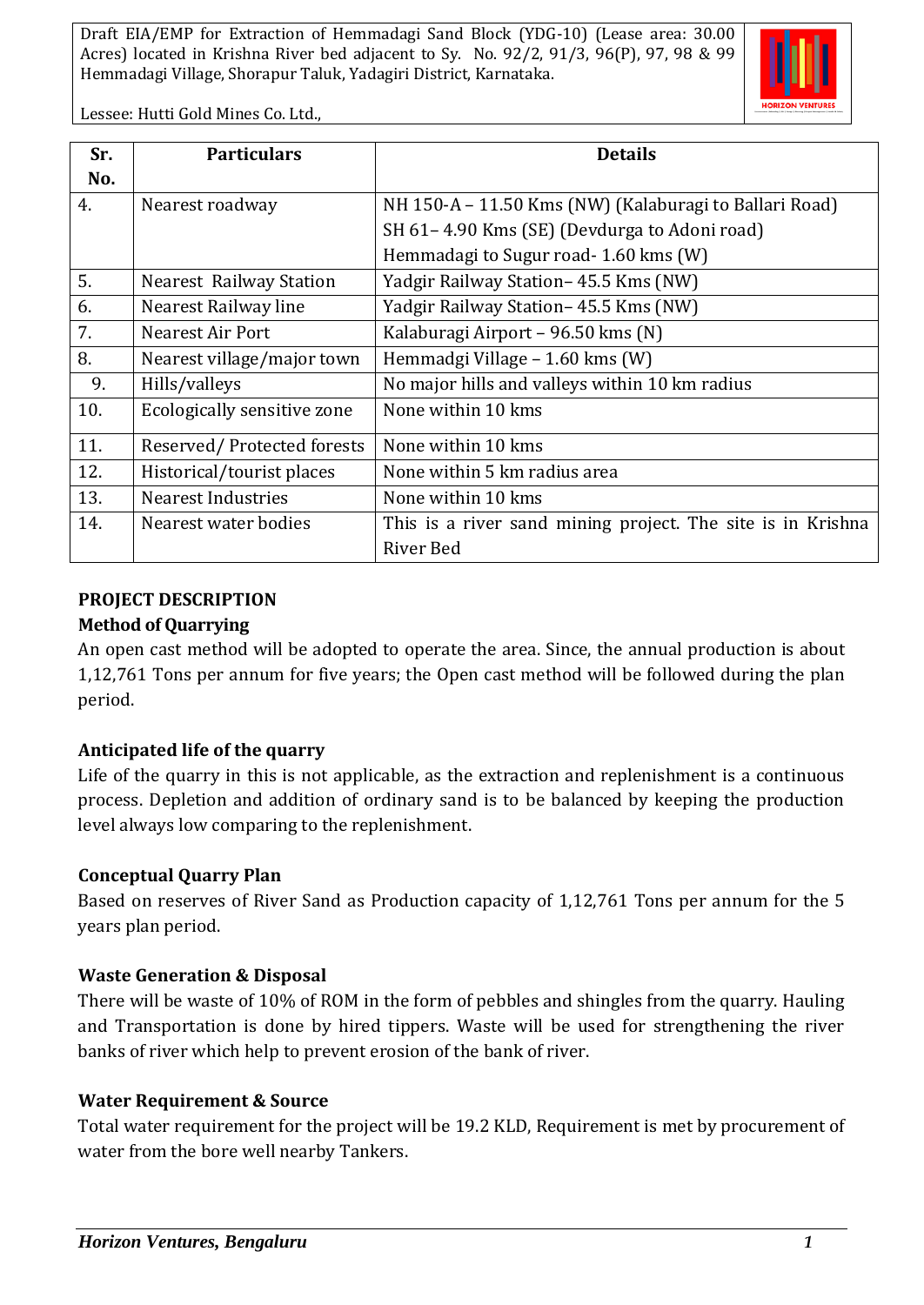| Sr. No. | Particulars | Details |
|---|---|---|
| 4. | Nearest roadway | NH 150-A – 11.50 Kms (NW) (Kalaburagi to Ballari Road)<br>SH 61– 4.90 Kms (SE) (Devdurga to Adoni road)<br>Hemmadagi to Sugur road- 1.60 kms (W) |
| 5. | Nearest Railway Station | Yadgir Railway Station– 45.5 Kms (NW) |
| 6. | Nearest Railway line | Yadgir Railway Station– 45.5 Kms (NW) |
| 7. | Nearest Air Port | Kalaburagi Airport – 96.50 kms (N) |
| 8. | Nearest village/major town | Hemmadgi Village – 1.60 kms (W) |
| 9. | Hills/valleys | No major hills and valleys within 10 km radius |
| 10. | Ecologically sensitive zone | None within 10 kms |
| 11. | Reserved/ Protected forests | None within 10 kms |
| 12. | Historical/tourist places | None within 5 km radius area |
| 13. | Nearest Industries | None within 10 kms |
| 14. | Nearest water bodies | This is a river sand mining project. The site is in Krishna River Bed |

## PROJECT DESCRIPTION

### Method of Quarrying

An open cast method will be adopted to operate the area. Since, the annual production is about 1,12,761 Tons per annum for five years; the Open cast method will be followed during the plan period.

### Anticipated life of the quarry

Life of the quarry in this is not applicable, as the extraction and replenishment is a continuous process. Depletion and addition of ordinary sand is to be balanced by keeping the production level always low comparing to the replenishment.

### Conceptual Quarry Plan

Based on reserves of River Sand as Production capacity of 1,12,761 Tons per annum for the 5 years plan period.

### Waste Generation & Disposal

There will be waste of 10% of ROM in the form of pebbles and shingles from the quarry. Hauling and Transportation is done by hired tippers. Waste will be used for strengthening the river banks of river which help to prevent erosion of the bank of river.

### Water Requirement & Source

Total water requirement for the project will be 19.2 KLD, Requirement is met by procurement of water from the bore well nearby Tankers.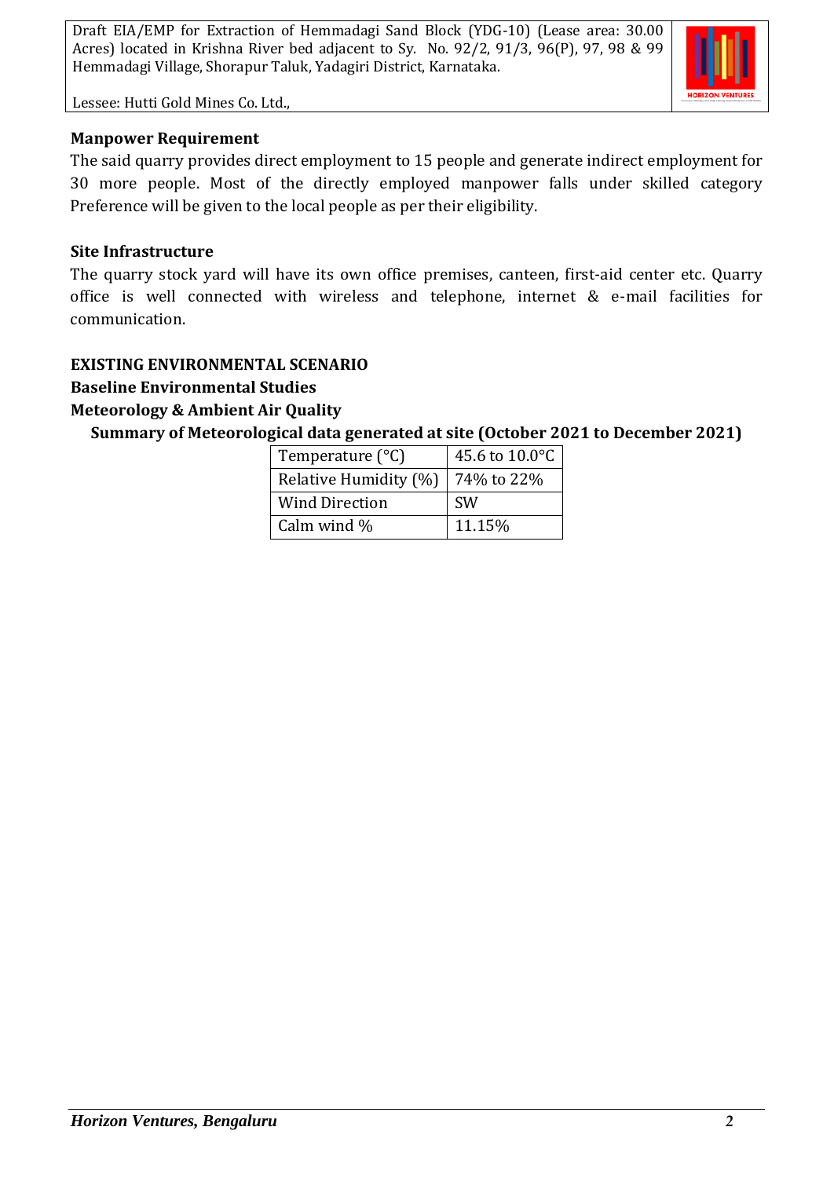**Manpower Requirement**

The said quarry provides direct employment to 15 people and generate indirect employment for 30 more people. Most of the directly employed manpower falls under skilled category Preference will be given to the local people as per their eligibility.

**Site Infrastructure**

The quarry stock yard will have its own office premises, canteen, first-aid center etc. Quarry office is well connected with wireless and telephone, internet & e-mail facilities for communication.

**EXISTING ENVIRONMENTAL SCENARIO**

**Baseline Environmental Studies**

**Meteorology & Ambient Air Quality**

**Summary of Meteorological data generated at site (October 2021 to December 2021)**

| Temperature (°C) | 45.6 to 10.0°C |
|---|---|
| Relative Humidity (%) | 74% to 22% |
| Wind Direction | SW |
| Calm wind % | 11.15% |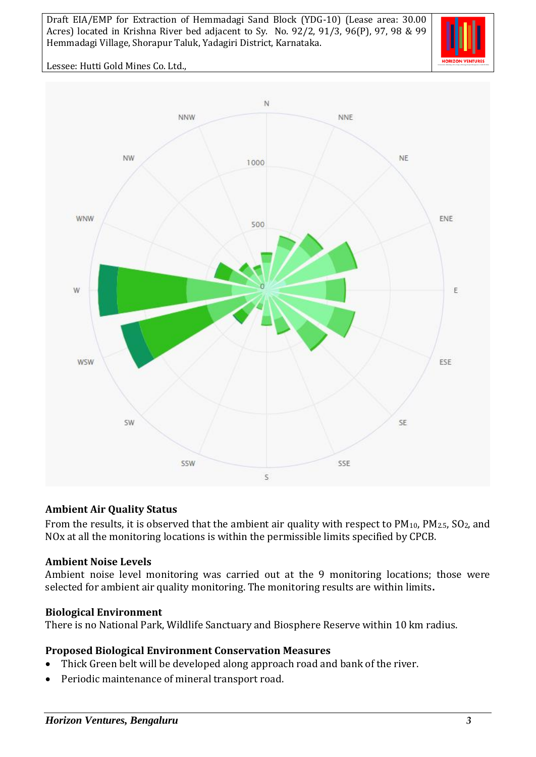## Ambient Air Quality Status

From the results, it is observed that the ambient air quality with respect to $PM_{10}$, $PM_{2.5}$, $SO_2$, and NOx at all the monitoring locations is within the permissible limits specified by CPCB.

## Ambient Noise Levels

Ambient noise level monitoring was carried out at the 9 monitoring locations; those were selected for ambient air quality monitoring. The monitoring results are within limits.

## Biological Environment

There is no National Park, Wildlife Sanctuary and Biosphere Reserve within 10 km radius.

## Proposed Biological Environment Conservation Measures

- Thick Green belt will be developed along approach road and bank of the river.
- Periodic maintenance of mineral transport road.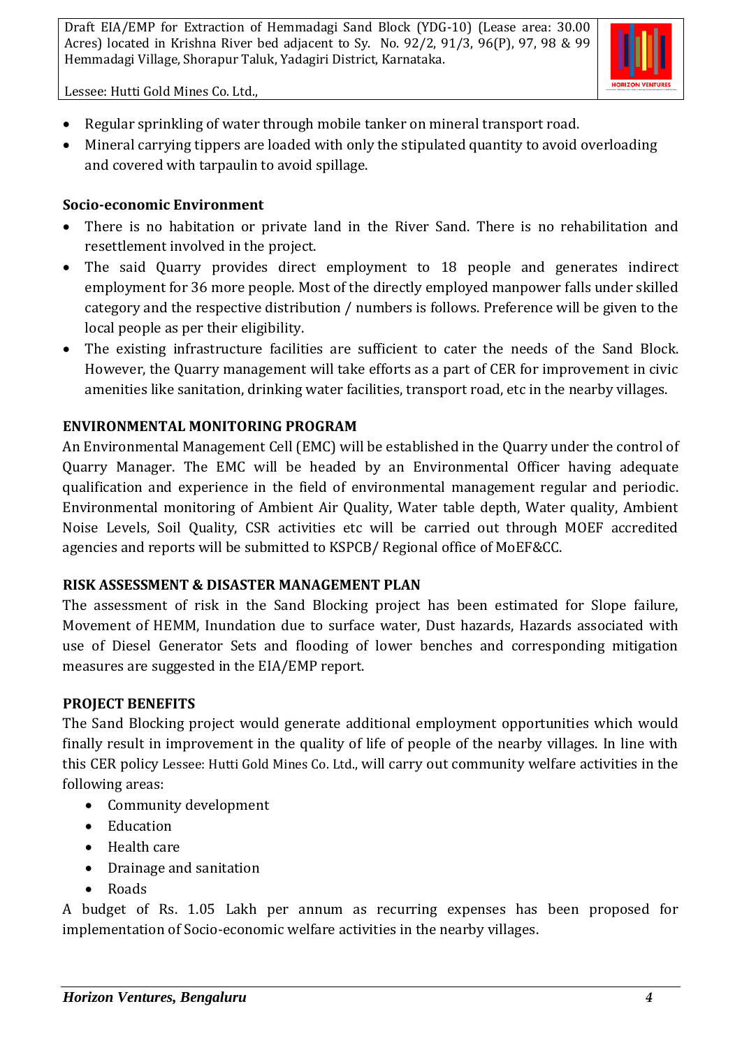- Regular sprinkling of water through mobile tanker on mineral transport road.
- Mineral carrying tippers are loaded with only the stipulated quantity to avoid overloading and covered with tarpaulin to avoid spillage.

**Socio-economic Environment**

- There is no habitation or private land in the River Sand. There is no rehabilitation and resettlement involved in the project.
- The said Quarry provides direct employment to 18 people and generates indirect employment for 36 more people. Most of the directly employed manpower falls under skilled category and the respective distribution / numbers is follows. Preference will be given to the local people as per their eligibility.
- The existing infrastructure facilities are sufficient to cater the needs of the Sand Block. However, the Quarry management will take efforts as a part of CER for improvement in civic amenities like sanitation, drinking water facilities, transport road, etc in the nearby villages.

**ENVIRONMENTAL MONITORING PROGRAM**

An Environmental Management Cell (EMC) will be established in the Quarry under the control of Quarry Manager. The EMC will be headed by an Environmental Officer having adequate qualification and experience in the field of environmental management regular and periodic. Environmental monitoring of Ambient Air Quality, Water table depth, Water quality, Ambient Noise Levels, Soil Quality, CSR activities etc will be carried out through MOEF accredited agencies and reports will be submitted to KSPCB/ Regional office of MoEF&CC.

**RISK ASSESSMENT & DISASTER MANAGEMENT PLAN**

The assessment of risk in the Sand Blocking project has been estimated for Slope failure, Movement of HEMM, Inundation due to surface water, Dust hazards, Hazards associated with use of Diesel Generator Sets and flooding of lower benches and corresponding mitigation measures are suggested in the EIA/EMP report.

**PROJECT BENEFITS**

The Sand Blocking project would generate additional employment opportunities which would finally result in improvement in the quality of life of people of the nearby villages. In line with this CER policy Lessee: Hutti Gold Mines Co. Ltd., will carry out community welfare activities in the following areas:

- Community development
- Education
- Health care
- Drainage and sanitation
- Roads

A budget of Rs. 1.05 Lakh per annum as recurring expenses has been proposed for implementation of Socio-economic welfare activities in the nearby villages.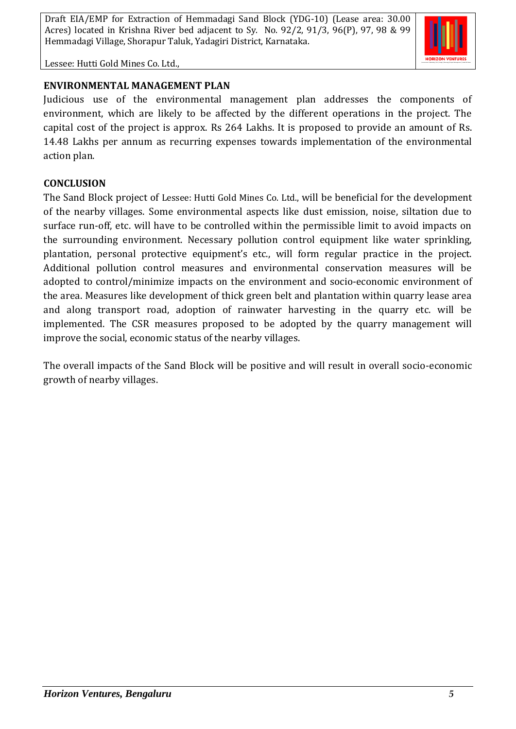## ENVIRONMENTAL MANAGEMENT PLAN

Judicious use of the environmental management plan addresses the components of environment, which are likely to be affected by the different operations in the project. The capital cost of the project is approx. Rs 264 Lakhs. It is proposed to provide an amount of Rs. 14.48 Lakhs per annum as recurring expenses towards implementation of the environmental action plan.

## CONCLUSION

The Sand Block project of Lessee: Hutti Gold Mines Co. Ltd., will be beneficial for the development of the nearby villages. Some environmental aspects like dust emission, noise, siltation due to surface run-off, etc. will have to be controlled within the permissible limit to avoid impacts on the surrounding environment. Necessary pollution control equipment like water sprinkling, plantation, personal protective equipment's etc., will form regular practice in the project. Additional pollution control measures and environmental conservation measures will be adopted to control/minimize impacts on the environment and socio-economic environment of the area. Measures like development of thick green belt and plantation within quarry lease area and along transport road, adoption of rainwater harvesting in the quarry etc. will be implemented. The CSR measures proposed to be adopted by the quarry management will improve the social, economic status of the nearby villages.

The overall impacts of the Sand Block will be positive and will result in overall socio-economic growth of nearby villages.